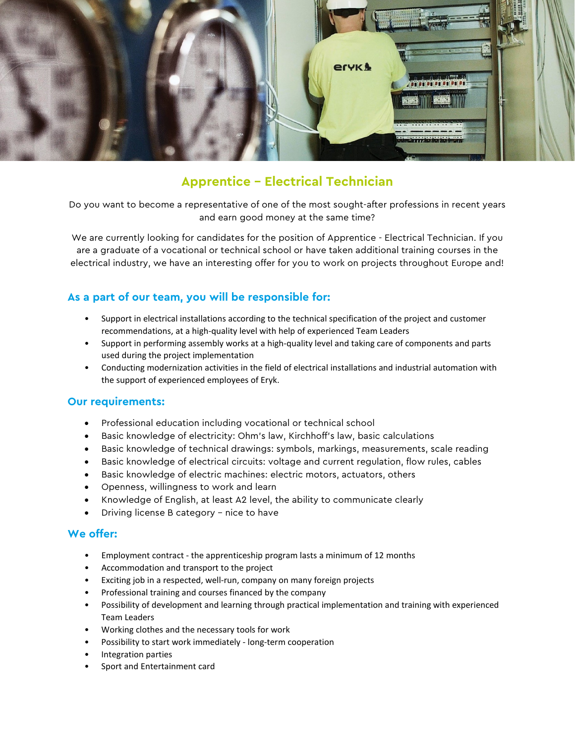# Apprentice – Electrical Technician

Do you want to become a representative of one of the most sought-after professions in recent years and earn good money at the same time?

We are currently looking for candidates for the position of Apprentice - Electrical Technician. If you are a graduate of a vocational or technical school or have taken additional training courses in the electrical industry, we have an interesting offer for you to work on projects throughout Europe and!

## As a part of our team, you will be responsible for:

- Support in electrical installations according to the technical specification of the project and customer recommendations, at a high-quality level with help of experienced Team Leaders
- Support in performing assembly works at a high-quality level and taking care of components and parts used during the project implementation
- Conducting modernization activities in the field of electrical installations and industrial automation with the support of experienced employees of Eryk.

## Our requirements:

- Professional education including vocational or technical school
- Basic knowledge of electricity: Ohm's law, Kirchhoff's law, basic calculations
- Basic knowledge of technical drawings: symbols, markings, measurements, scale reading
- Basic knowledge of electrical circuits: voltage and current regulation, flow rules, cables
- Basic knowledge of electric machines: electric motors, actuators, others
- Openness, willingness to work and learn
- Knowledge of English, at least A2 level, the ability to communicate clearly
- Driving license B category – nice to have

## We offer:

- Employment contract - the apprenticeship program lasts a minimum of 12 months
- Accommodation and transport to the project
- Exciting job in a respected, well-run, company on many foreign projects
- Professional training and courses financed by the company
- Possibility of development and learning through practical implementation and training with experienced Team Leaders
- Working clothes and the necessary tools for work
- Possibility to start work immediately - long-term cooperation
- Integration parties
- Sport and Entertainment card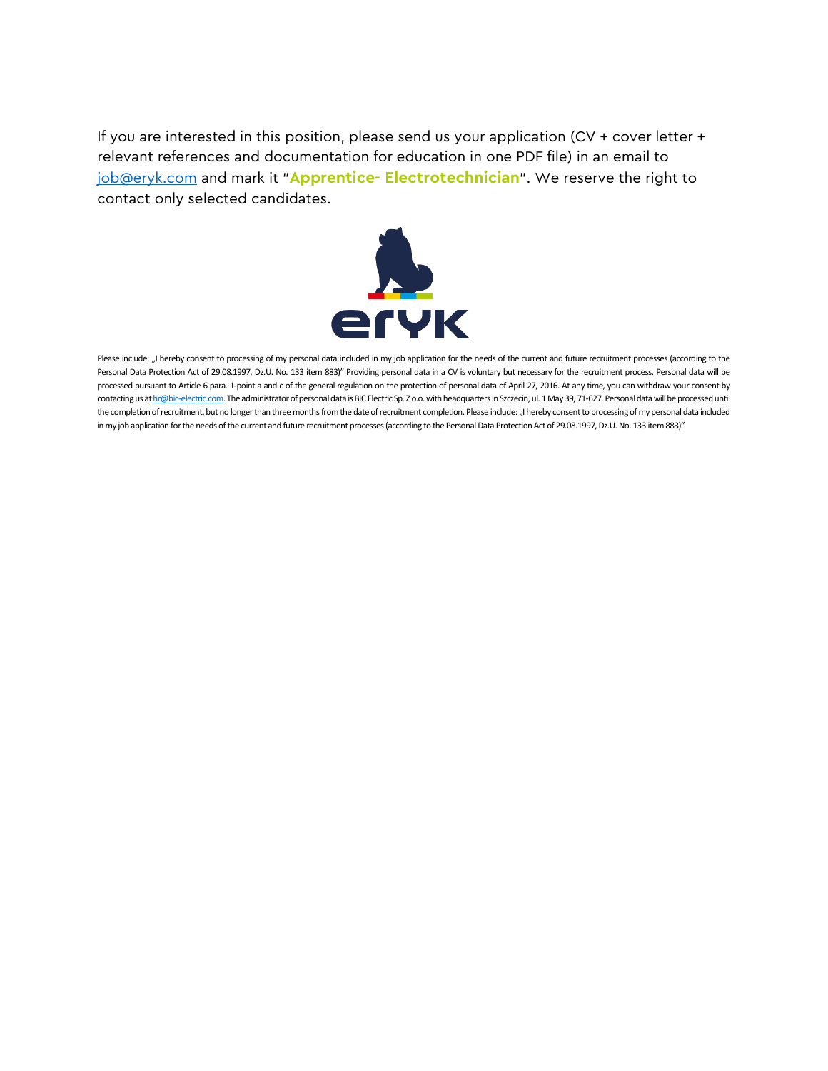If you are interested in this position, please send us your application (CV + cover letter + relevant references and documentation for education in one PDF file) in an email to job@eryk.com and mark it "**Apprentice- Electrotechnician**". We reserve the right to contact only selected candidates.

eryk

Please include: „I hereby consent to processing of my personal data included in my job application for the needs of the current and future recruitment processes (according to the Personal Data Protection Act of 29.08.1997, Dz.U. No. 133 item 883)" Providing personal data in a CV is voluntary but necessary for the recruitment process. Personal data will be processed pursuant to Article 6 para. 1-point a and c of the general regulation on the protection of personal data of April 27, 2016. At any time, you can withdraw your consent by contacting us at hr@bic-electric.com. The administrator of personal data is BIC Electric Sp. Z o.o. with headquarters in Szczecin, ul. 1 May 39, 71-627. Personal data will be processed until the completion of recruitment, but no longer than three months from the date of recruitment completion. Please include: „I hereby consent to processing of my personal data included in my job application for the needs of the current and future recruitment processes (according to the Personal Data Protection Act of 29.08.1997, Dz.U. No. 133 item 883)"